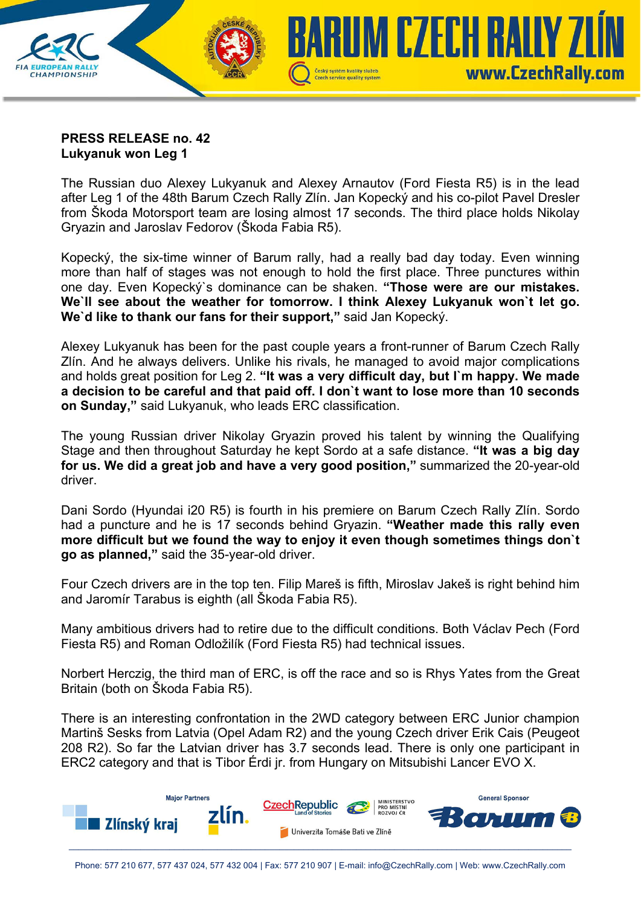**PRESS RELEASE no. 42**
**Lukyanuk won Leg 1**

The Russian duo Alexey Lukyanuk and Alexey Arnautov (Ford Fiesta R5) is in the lead after Leg 1 of the 48th Barum Czech Rally Zlín. Jan Kopecký and his co-pilot Pavel Dresler from Škoda Motorsport team are losing almost 17 seconds. The third place holds Nikolay Gryazin and Jaroslav Fedorov (Škoda Fabia R5).

Kopecký, the six-time winner of Barum rally, had a really bad day today. Even winning more than half of stages was not enough to hold the first place. Three punctures within one day. Even Kopecký`s dominance can be shaken. **"Those were are our mistakes. We`ll see about the weather for tomorrow. I think Alexey Lukyanuk won`t let go. We`d like to thank our fans for their support,"** said Jan Kopecký.

Alexey Lukyanuk has been for the past couple years a front-runner of Barum Czech Rally Zlín. And he always delivers. Unlike his rivals, he managed to avoid major complications and holds great position for Leg 2. **"It was a very difficult day, but I`m happy. We made a decision to be careful and that paid off. I don`t want to lose more than 10 seconds on Sunday,"** said Lukyanuk, who leads ERC classification.

The young Russian driver Nikolay Gryazin proved his talent by winning the Qualifying Stage and then throughout Saturday he kept Sordo at a safe distance. **"It was a big day for us. We did a great job and have a very good position,"** summarized the 20-year-old driver.

Dani Sordo (Hyundai i20 R5) is fourth in his premiere on Barum Czech Rally Zlín. Sordo had a puncture and he is 17 seconds behind Gryazin. **"Weather made this rally even more difficult but we found the way to enjoy it even though sometimes things don`t go as planned,"** said the 35-year-old driver.

Four Czech drivers are in the top ten. Filip Mareš is fifth, Miroslav Jakeš is right behind him and Jaromír Tarabus is eighth (all Škoda Fabia R5).

Many ambitious drivers had to retire due to the difficult conditions. Both Václav Pech (Ford Fiesta R5) and Roman Odložilík (Ford Fiesta R5) had technical issues.

Norbert Herczig, the third man of ERC, is off the race and so is Rhys Yates from the Great Britain (both on Škoda Fabia R5).

There is an interesting confrontation in the 2WD category between ERC Junior champion Martinš Sesks from Latvia (Opel Adam R2) and the young Czech driver Erik Cais (Peugeot 208 R2). So far the Latvian driver has 3.7 seconds lead. There is only one participant in ERC2 category and that is Tibor Érdi jr. from Hungary on Mitsubishi Lancer EVO X.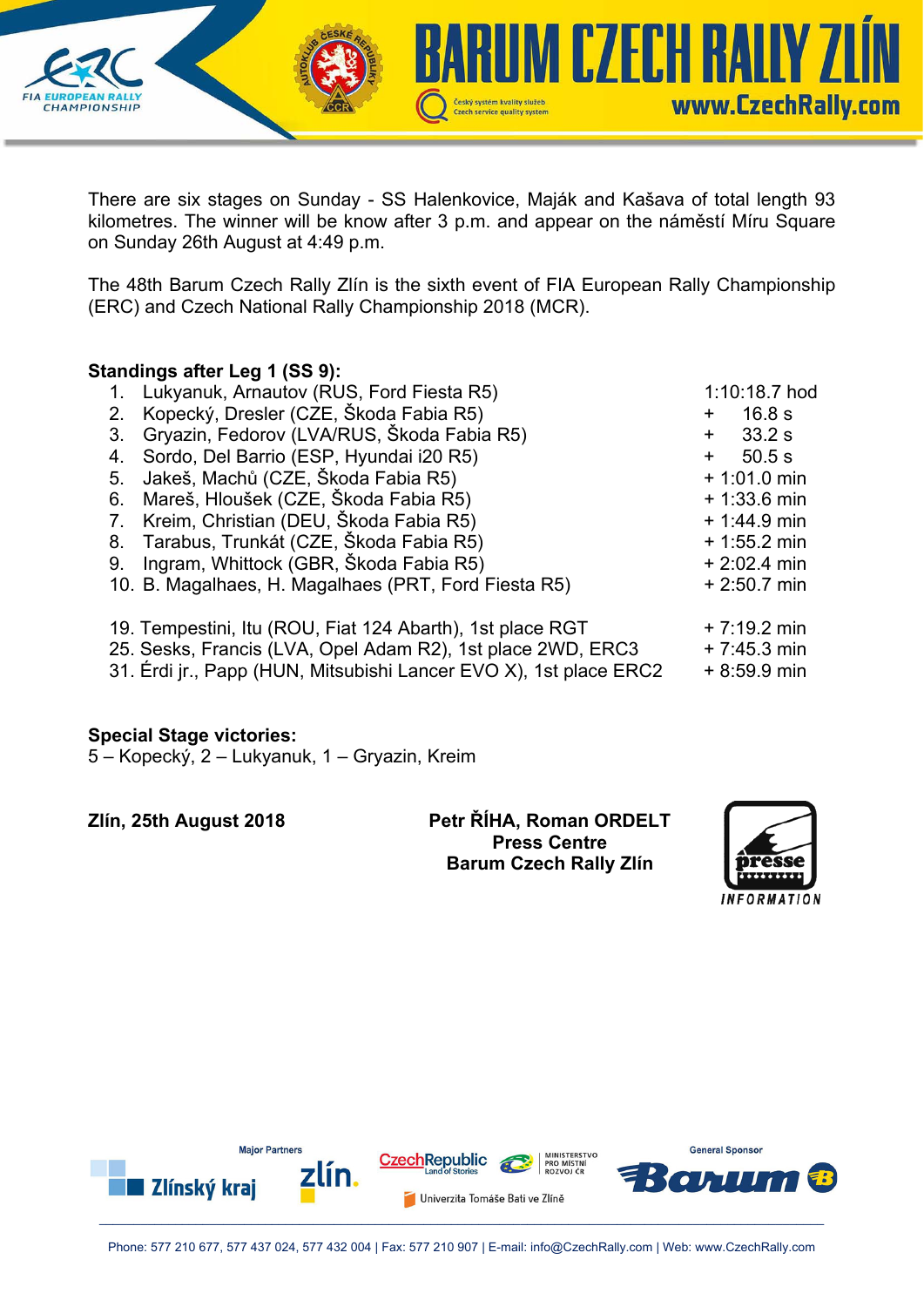There are six stages on Sunday - SS Halenkovice, Maják and Kašava of total length 93 kilometres. The winner will be know after 3 p.m. and appear on the náměstí Míru Square on Sunday 26th August at 4:49 p.m.

The 48th Barum Czech Rally Zlín is the sixth event of FIA European Rally Championship (ERC) and Czech National Rally Championship 2018 (MCR).

**Standings after Leg 1 (SS 9):**

| | | |
|---|---|---|
| 1. | Lukyanuk, Arnautov (RUS, Ford Fiesta R5) | 1:10:18.7 hod |
| 2. | Kopecký, Dresler (CZE, Škoda Fabia R5) | + 16.8 s |
| 3. | Gryazin, Fedorov (LVA/RUS, Škoda Fabia R5) | + 33.2 s |
| 4. | Sordo, Del Barrio (ESP, Hyundai i20 R5) | + 50.5 s |
| 5. | Jakeš, Machů (CZE, Škoda Fabia R5) | + 1:01.0 min |
| 6. | Mareš, Hloušek (CZE, Škoda Fabia R5) | + 1:33.6 min |
| 7. | Kreim, Christian (DEU, Škoda Fabia R5) | + 1:44.9 min |
| 8. | Tarabus, Trunkát (CZE, Škoda Fabia R5) | + 1:55.2 min |
| 9. | Ingram, Whittock (GBR, Škoda Fabia R5) | + 2:02.4 min |
| 10. | B. Magalhaes, H. Magalhaes (PRT, Ford Fiesta R5) | + 2:50.7 min |
| 19. | Tempestini, Itu (ROU, Fiat 124 Abarth), 1st place RGT | + 7:19.2 min |
| 25. | Sesks, Francis (LVA, Opel Adam R2), 1st place 2WD, ERC3 | + 7:45.3 min |
| 31. | Érdi jr., Papp (HUN, Mitsubishi Lancer EVO X), 1st place ERC2 | + 8:59.9 min |

**Special Stage victories:**

5 – Kopecký, 2 – Lukyanuk, 1 – Gryazin, Kreim

**Zlín, 25th August 2018**

**Petr ŘÍHA, Roman ORDELT**
**Press Centre**
**Barum Czech Rally Zlín**